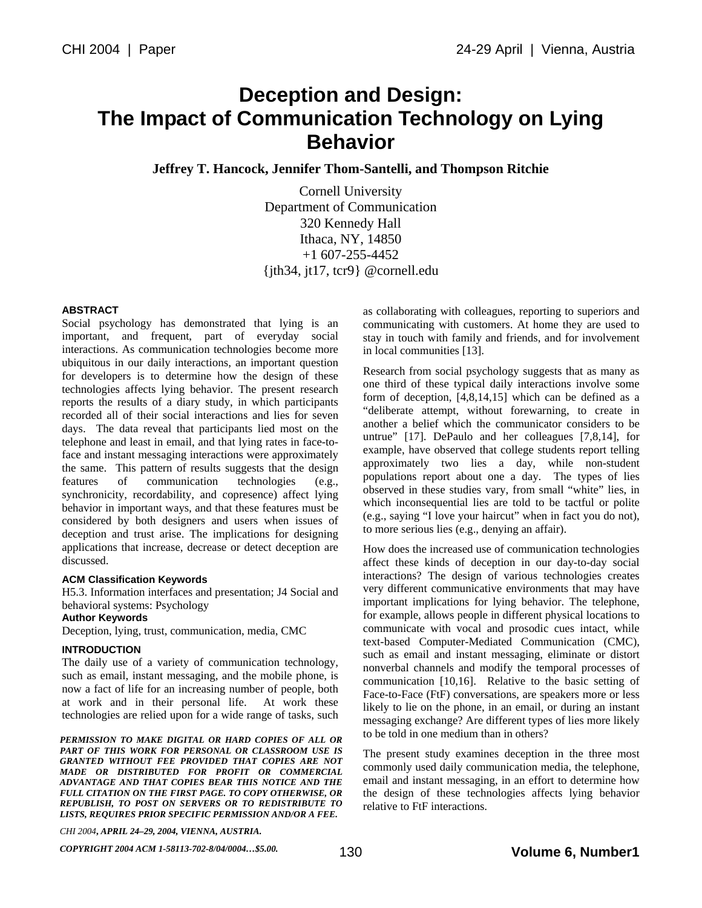# Deception and Design: The Impact of Communication Technology on Lying Behavior

**Jeffrey T. Hancock, Jennifer Thom-Santelli, and Thompson Ritchie**

Cornell University
Department of Communication
320 Kennedy Hall
Ithaca, NY, 14850
+1 607-255-4452
{jth34, jt17, tcr9} @cornell.edu

## ABSTRACT

Social psychology has demonstrated that lying is an important, and frequent, part of everyday social interactions. As communication technologies become more ubiquitous in our daily interactions, an important question for developers is to determine how the design of these technologies affects lying behavior. The present research reports the results of a diary study, in which participants recorded all of their social interactions and lies for seven days. The data reveal that participants lied most on the telephone and least in email, and that lying rates in face-to-face and instant messaging interactions were approximately the same. This pattern of results suggests that the design features of communication technologies (e.g., synchronicity, recordability, and copresence) affect lying behavior in important ways, and that these features must be considered by both designers and users when issues of deception and trust arise. The implications for designing applications that increase, decrease or detect deception are discussed.

### ACM Classification Keywords

H5.3. Information interfaces and presentation; J4 Social and behavioral systems: Psychology

### Author Keywords

Deception, lying, trust, communication, media, CMC

## INTRODUCTION

The daily use of a variety of communication technology, such as email, instant messaging, and the mobile phone, is now a fact of life for an increasing number of people, both at work and in their personal life. At work these technologies are relied upon for a wide range of tasks, such as collaborating with colleagues, reporting to superiors and communicating with customers. At home they are used to stay in touch with family and friends, and for involvement in local communities [13].

Research from social psychology suggests that as many as one third of these typical daily interactions involve some form of deception, [4,8,14,15] which can be defined as a "deliberate attempt, without forewarning, to create in another a belief which the communicator considers to be untrue" [17]. DePaulo and her colleagues [7,8,14], for example, have observed that college students report telling approximately two lies a day, while non-student populations report about one a day. The types of lies observed in these studies vary, from small "white" lies, in which inconsequential lies are told to be tactful or polite (e.g., saying "I love your haircut" when in fact you do not), to more serious lies (e.g., denying an affair).

How does the increased use of communication technologies affect these kinds of deception in our day-to-day social interactions? The design of various technologies creates very different communicative environments that may have important implications for lying behavior. The telephone, for example, allows people in different physical locations to communicate with vocal and prosodic cues intact, while text-based Computer-Mediated Communication (CMC), such as email and instant messaging, eliminate or distort nonverbal channels and modify the temporal processes of communication [10,16]. Relative to the basic setting of Face-to-Face (FtF) conversations, are speakers more or less likely to lie on the phone, in an email, or during an instant messaging exchange? Are different types of lies more likely to be told in one medium than in others?

The present study examines deception in the three most commonly used daily communication media, the telephone, email and instant messaging, in an effort to determine how the design of these technologies affects lying behavior relative to FtF interactions.

*PERMISSION TO MAKE DIGITAL OR HARD COPIES OF ALL OR PART OF THIS WORK FOR PERSONAL OR CLASSROOM USE IS GRANTED WITHOUT FEE PROVIDED THAT COPIES ARE NOT MADE OR DISTRIBUTED FOR PROFIT OR COMMERCIAL ADVANTAGE AND THAT COPIES BEAR THIS NOTICE AND THE FULL CITATION ON THE FIRST PAGE. TO COPY OTHERWISE, OR REPUBLISH, TO POST ON SERVERS OR TO REDISTRIBUTE TO LISTS, REQUIRES PRIOR SPECIFIC PERMISSION AND/OR A FEE.*

*CHI 2004, APRIL 24–29, 2004, VIENNA, AUSTRIA.*

*COPYRIGHT 2004 ACM 1-58113-702-8/04/0004…$5.00.*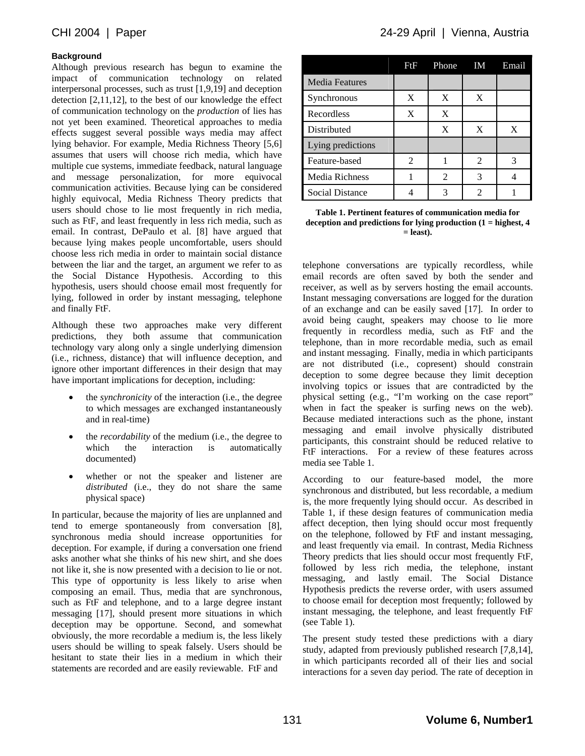### Background

Although previous research has begun to examine the impact of communication technology on related interpersonal processes, such as trust [1,9,19] and deception detection [2,11,12], to the best of our knowledge the effect of communication technology on the *production* of lies has not yet been examined. Theoretical approaches to media effects suggest several possible ways media may affect lying behavior. For example, Media Richness Theory [5,6] assumes that users will choose rich media, which have multiple cue systems, immediate feedback, natural language and message personalization, for more equivocal communication activities. Because lying can be considered highly equivocal, Media Richness Theory predicts that users should chose to lie most frequently in rich media, such as FtF, and least frequently in less rich media, such as email. In contrast, DePaulo et al. [8] have argued that because lying makes people uncomfortable, users should choose less rich media in order to maintain social distance between the liar and the target, an argument we refer to as the Social Distance Hypothesis. According to this hypothesis, users should choose email most frequently for lying, followed in order by instant messaging, telephone and finally FtF.

Although these two approaches make very different predictions, they both assume that communication technology vary along only a single underlying dimension (i.e., richness, distance) that will influence deception, and ignore other important differences in their design that may have important implications for deception, including:

- the *synchronicity* of the interaction (i.e., the degree to which messages are exchanged instantaneously and in real-time)
- the *recordability* of the medium (i.e., the degree to which the interaction is automatically documented)
- whether or not the speaker and listener are *distributed* (i.e., they do not share the same physical space)

In particular, because the majority of lies are unplanned and tend to emerge spontaneously from conversation [8], synchronous media should increase opportunities for deception. For example, if during a conversation one friend asks another what she thinks of his new shirt, and she does not like it, she is now presented with a decision to lie or not. This type of opportunity is less likely to arise when composing an email. Thus, media that are synchronous, such as FtF and telephone, and to a large degree instant messaging [17], should present more situations in which deception may be opportune. Second, and somewhat obviously, the more recordable a medium is, the less likely users should be willing to speak falsely. Users should be hesitant to state their lies in a medium in which their statements are recorded and are easily reviewable. FtF and telephone conversations are typically recordless, while email records are often saved by both the sender and receiver, as well as by servers hosting the email accounts. Instant messaging conversations are logged for the duration of an exchange and can be easily saved [17]. In order to avoid being caught, speakers may choose to lie more frequently in recordless media, such as FtF and the telephone, than in more recordable media, such as email and instant messaging. Finally, media in which participants are not distributed (i.e., copresent) should constrain deception to some degree because they limit deception involving topics or issues that are contradicted by the physical setting (e.g., "I'm working on the case report" when in fact the speaker is surfing news on the web). Because mediated interactions such as the phone, instant messaging and email involve physically distributed participants, this constraint should be reduced relative to FtF interactions. For a review of these features across media see Table 1.

| | FtF | Phone | IM | Email |
|---|---|---|---|---|
| Media Features | | | | |
| Synchronous | X | X | X | |
| Recordless | X | X | | |
| Distributed | | X | X | X |
| Lying predictions | | | | |
| Feature-based | 2 | 1 | 2 | 3 |
| Media Richness | 1 | 2 | 3 | 4 |
| Social Distance | 4 | 3 | 2 | 1 |

**Table 1. Pertinent features of communication media for deception and predictions for lying production (1 = highest, 4 = least).**

According to our feature-based model, the more synchronous and distributed, but less recordable, a medium is, the more frequently lying should occur. As described in Table 1, if these design features of communication media affect deception, then lying should occur most frequently on the telephone, followed by FtF and instant messaging, and least frequently via email. In contrast, Media Richness Theory predicts that lies should occur most frequently FtF, followed by less rich media, the telephone, instant messaging, and lastly email. The Social Distance Hypothesis predicts the reverse order, with users assumed to choose email for deception most frequently; followed by instant messaging, the telephone, and least frequently FtF (see Table 1).

The present study tested these predictions with a diary study, adapted from previously published research [7,8,14], in which participants recorded all of their lies and social interactions for a seven day period. The rate of deception in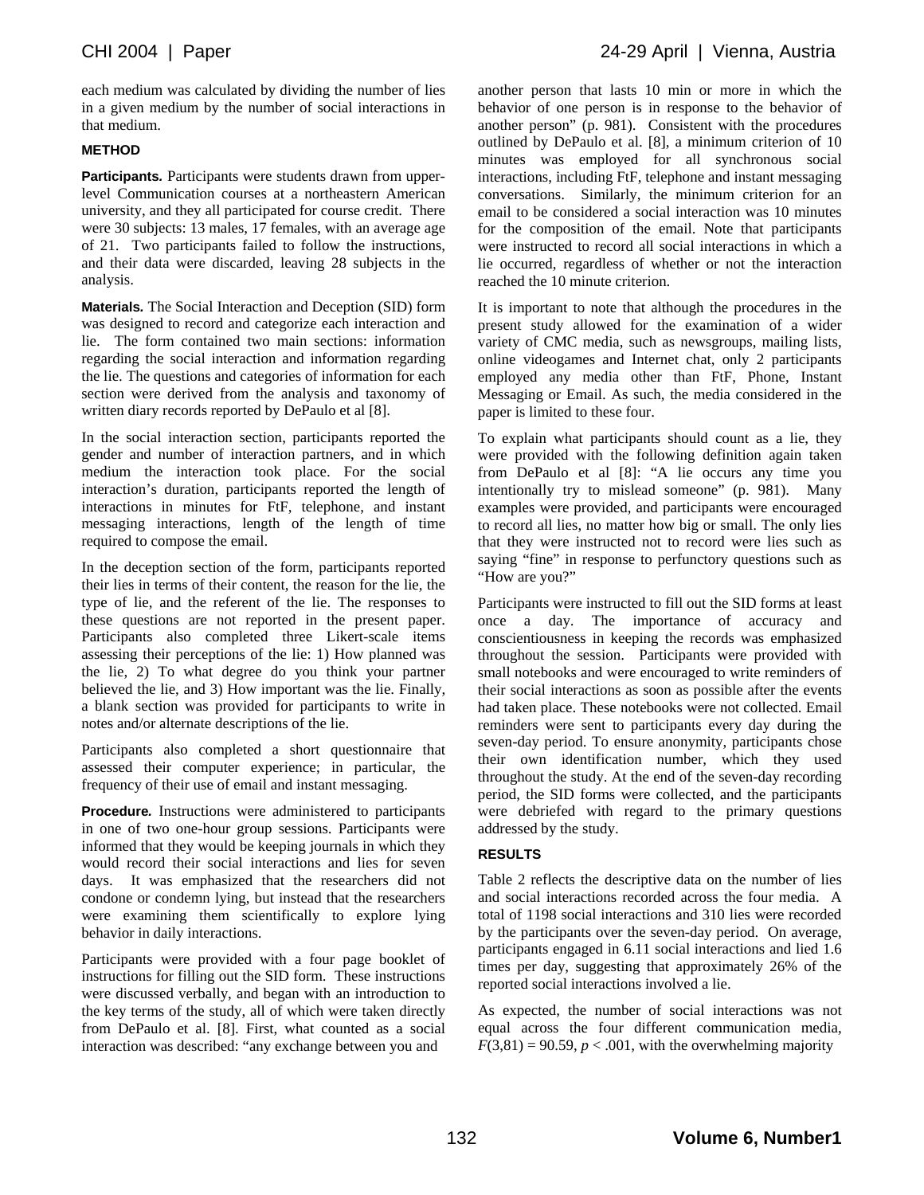each medium was calculated by dividing the number of lies in a given medium by the number of social interactions in that medium.

## METHOD

**Participants.** Participants were students drawn from upper-level Communication courses at a northeastern American university, and they all participated for course credit. There were 30 subjects: 13 males, 17 females, with an average age of 21. Two participants failed to follow the instructions, and their data were discarded, leaving 28 subjects in the analysis.

**Materials.** The Social Interaction and Deception (SID) form was designed to record and categorize each interaction and lie. The form contained two main sections: information regarding the social interaction and information regarding the lie. The questions and categories of information for each section were derived from the analysis and taxonomy of written diary records reported by DePaulo et al [8].

In the social interaction section, participants reported the gender and number of interaction partners, and in which medium the interaction took place. For the social interaction's duration, participants reported the length of interactions in minutes for FtF, telephone, and instant messaging interactions, length of the length of time required to compose the email.

In the deception section of the form, participants reported their lies in terms of their content, the reason for the lie, the type of lie, and the referent of the lie. The responses to these questions are not reported in the present paper. Participants also completed three Likert-scale items assessing their perceptions of the lie: 1) How planned was the lie, 2) To what degree do you think your partner believed the lie, and 3) How important was the lie. Finally, a blank section was provided for participants to write in notes and/or alternate descriptions of the lie.

Participants also completed a short questionnaire that assessed their computer experience; in particular, the frequency of their use of email and instant messaging.

**Procedure.** Instructions were administered to participants in one of two one-hour group sessions. Participants were informed that they would be keeping journals in which they would record their social interactions and lies for seven days. It was emphasized that the researchers did not condone or condemn lying, but instead that the researchers were examining them scientifically to explore lying behavior in daily interactions.

Participants were provided with a four page booklet of instructions for filling out the SID form. These instructions were discussed verbally, and began with an introduction to the key terms of the study, all of which were taken directly from DePaulo et al. [8]. First, what counted as a social interaction was described: "any exchange between you and another person that lasts 10 min or more in which the behavior of one person is in response to the behavior of another person" (p. 981). Consistent with the procedures outlined by DePaulo et al. [8], a minimum criterion of 10 minutes was employed for all synchronous social interactions, including FtF, telephone and instant messaging conversations. Similarly, the minimum criterion for an email to be considered a social interaction was 10 minutes for the composition of the email. Note that participants were instructed to record all social interactions in which a lie occurred, regardless of whether or not the interaction reached the 10 minute criterion.

It is important to note that although the procedures in the present study allowed for the examination of a wider variety of CMC media, such as newsgroups, mailing lists, online videogames and Internet chat, only 2 participants employed any media other than FtF, Phone, Instant Messaging or Email. As such, the media considered in the paper is limited to these four.

To explain what participants should count as a lie, they were provided with the following definition again taken from DePaulo et al [8]: "A lie occurs any time you intentionally try to mislead someone" (p. 981). Many examples were provided, and participants were encouraged to record all lies, no matter how big or small. The only lies that they were instructed not to record were lies such as saying "fine" in response to perfunctory questions such as "How are you?"

Participants were instructed to fill out the SID forms at least once a day. The importance of accuracy and conscientiousness in keeping the records was emphasized throughout the session. Participants were provided with small notebooks and were encouraged to write reminders of their social interactions as soon as possible after the events had taken place. These notebooks were not collected. Email reminders were sent to participants every day during the seven-day period. To ensure anonymity, participants chose their own identification number, which they used throughout the study. At the end of the seven-day recording period, the SID forms were collected, and the participants were debriefed with regard to the primary questions addressed by the study.

## RESULTS

Table 2 reflects the descriptive data on the number of lies and social interactions recorded across the four media. A total of 1198 social interactions and 310 lies were recorded by the participants over the seven-day period. On average, participants engaged in 6.11 social interactions and lied 1.6 times per day, suggesting that approximately 26% of the reported social interactions involved a lie.

As expected, the number of social interactions was not equal across the four different communication media, $F(3,81) = 90.59$, $p < .001$, with the overwhelming majority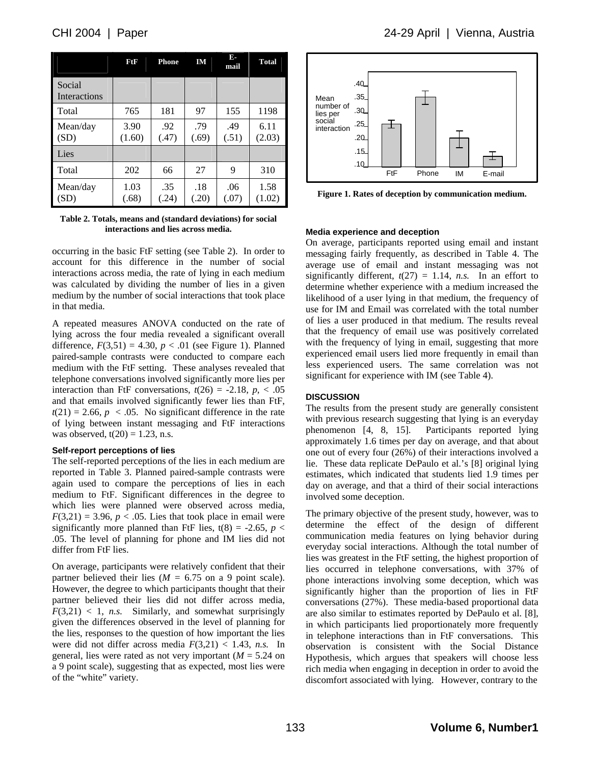|  | FtF | Phone | IM | E-mail | Total |
|---|---|---|---|---|---|
| Social Interactions |  |  |  |  |  |
| Total | 765 | 181 | 97 | 155 | 1198 |
| Mean/day (SD) | 3.90 (1.60) | .92 (.47) | .79 (.69) | .49 (.51) | 6.11 (2.03) |
| Lies |  |  |  |  |  |
| Total | 202 | 66 | 27 | 9 | 310 |
| Mean/day (SD) | 1.03 (.68) | .35 (.24) | .18 (.20) | .06 (.07) | 1.58 (1.02) |

**Table 2. Totals, means and (standard deviations) for social interactions and lies across media.**

occurring in the basic FtF setting (see Table 2). In order to account for this difference in the number of social interactions across media, the rate of lying in each medium was calculated by dividing the number of lies in a given medium by the number of social interactions that took place in that media.

A repeated measures ANOVA conducted on the rate of lying across the four media revealed a significant overall difference, $F(3,51) = 4.30$, $p < .01$ (see Figure 1). Planned paired-sample contrasts were conducted to compare each medium with the FtF setting. These analyses revealed that telephone conversations involved significantly more lies per interaction than FtF conversations, $t(26) = -2.18$, $p, < .05$ and that emails involved significantly fewer lies than FtF, $t(21) = 2.66$, $p < .05$. No significant difference in the rate of lying between instant messaging and FtF interactions was observed, $t(20) = 1.23$, n.s.

### Self-report perceptions of lies

The self-reported perceptions of the lies in each medium are reported in Table 3. Planned paired-sample contrasts were again used to compare the perceptions of lies in each medium to FtF. Significant differences in the degree to which lies were planned were observed across media, $F(3,21) = 3.96$, $p < .05$. Lies that took place in email were significantly more planned than FtF lies, $t(8) = -2.65$, $p < .05$. The level of planning for phone and IM lies did not differ from FtF lies.

On average, participants were relatively confident that their partner believed their lies ($M = 6.75$ on a 9 point scale). However, the degree to which participants thought that their partner believed their lies did not differ across media, $F(3,21) < 1$, *n.s.* Similarly, and somewhat surprisingly given the differences observed in the level of planning for the lies, responses to the question of how important the lies were did not differ across media $F(3,21) < 1.43$, *n.s.* In general, lies were rated as not very important ($M = 5.24$ on a 9 point scale), suggesting that as expected, most lies were of the "white" variety.

**Figure 1. Rates of deception by communication medium.**

### Media experience and deception

On average, participants reported using email and instant messaging fairly frequently, as described in Table 4. The average use of email and instant messaging was not significantly different, $t(27) = 1.14$, *n.s.* In an effort to determine whether experience with a medium increased the likelihood of a user lying in that medium, the frequency of use for IM and Email was correlated with the total number of lies a user produced in that medium. The results reveal that the frequency of email use was positively correlated with the frequency of lying in email, suggesting that more experienced email users lied more frequently in email than less experienced users. The same correlation was not significant for experience with IM (see Table 4).

## DISCUSSION

The results from the present study are generally consistent with previous research suggesting that lying is an everyday phenomenon [4, 8, 15]. Participants reported lying approximately 1.6 times per day on average, and that about one out of every four (26%) of their interactions involved a lie. These data replicate DePaulo et al.'s [8] original lying estimates, which indicated that students lied 1.9 times per day on average, and that a third of their social interactions involved some deception.

The primary objective of the present study, however, was to determine the effect of the design of different communication media features on lying behavior during everyday social interactions. Although the total number of lies was greatest in the FtF setting, the highest proportion of lies occurred in telephone conversations, with 37% of phone interactions involving some deception, which was significantly higher than the proportion of lies in FtF conversations (27%). These media-based proportional data are also similar to estimates reported by DePaulo et al. [8], in which participants lied proportionately more frequently in telephone interactions than in FtF conversations. This observation is consistent with the Social Distance Hypothesis, which argues that speakers will choose less rich media when engaging in deception in order to avoid the discomfort associated with lying. However, contrary to the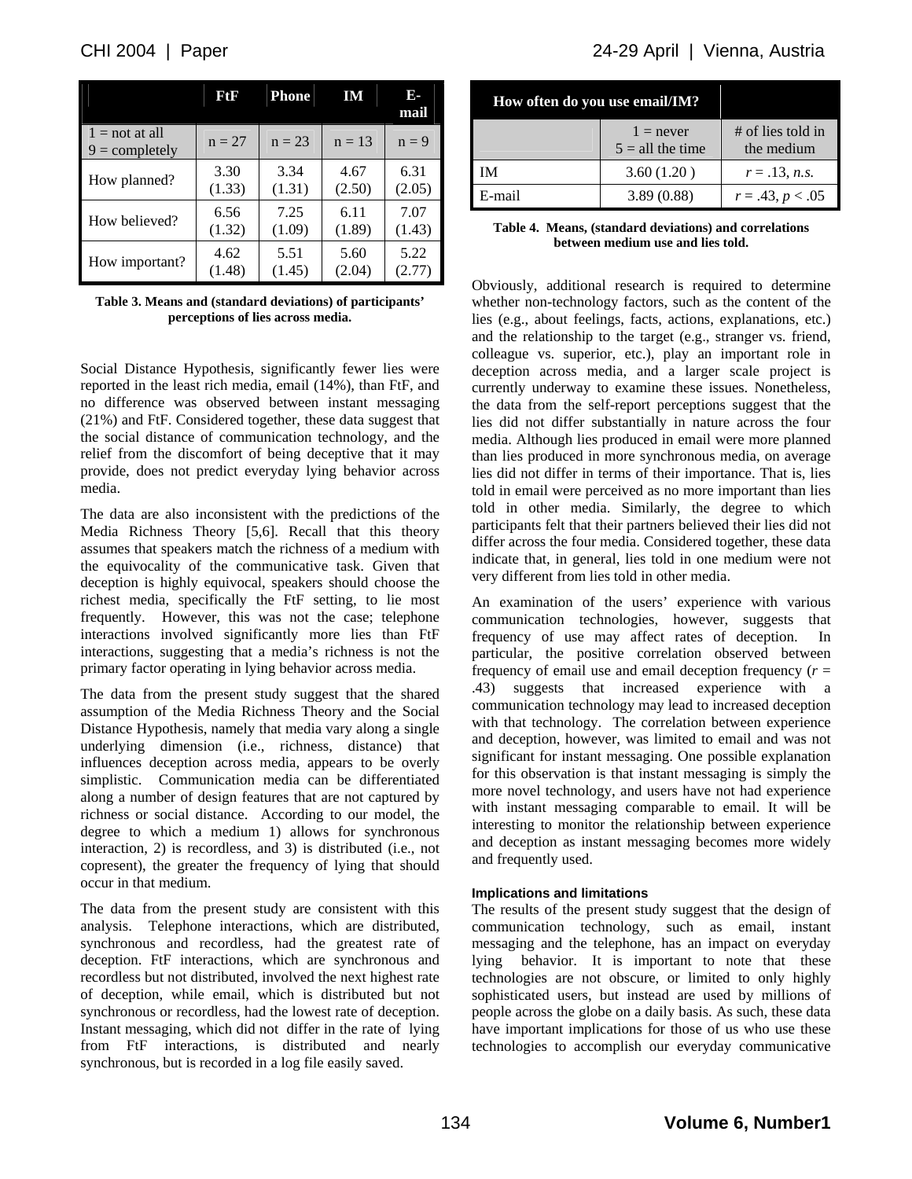| | FtF | Phone | IM | E-mail |
|---|---|---|---|---|
| 1 = not at all 9 = completely | n = 27 | n = 23 | n = 13 | n = 9 |
| How planned? | 3.30 (1.33) | 3.34 (1.31) | 4.67 (2.50) | 6.31 (2.05) |
| How believed? | 6.56 (1.32) | 7.25 (1.09) | 6.11 (1.89) | 7.07 (1.43) |
| How important? | 4.62 (1.48) | 5.51 (1.45) | 5.60 (2.04) | 5.22 (2.77) |

**Table 3. Means and (standard deviations) of participants' perceptions of lies across media.**

Social Distance Hypothesis, significantly fewer lies were reported in the least rich media, email (14%), than FtF, and no difference was observed between instant messaging (21%) and FtF. Considered together, these data suggest that the social distance of communication technology, and the relief from the discomfort of being deceptive that it may provide, does not predict everyday lying behavior across media.

The data are also inconsistent with the predictions of the Media Richness Theory [5,6]. Recall that this theory assumes that speakers match the richness of a medium with the equivocality of the communicative task. Given that deception is highly equivocal, speakers should choose the richest media, specifically the FtF setting, to lie most frequently. However, this was not the case; telephone interactions involved significantly more lies than FtF interactions, suggesting that a media's richness is not the primary factor operating in lying behavior across media.

The data from the present study suggest that the shared assumption of the Media Richness Theory and the Social Distance Hypothesis, namely that media vary along a single underlying dimension (i.e., richness, distance) that influences deception across media, appears to be overly simplistic. Communication media can be differentiated along a number of design features that are not captured by richness or social distance. According to our model, the degree to which a medium 1) allows for synchronous interaction, 2) is recordless, and 3) is distributed (i.e., not copresent), the greater the frequency of lying that should occur in that medium.

The data from the present study are consistent with this analysis. Telephone interactions, which are distributed, synchronous and recordless, had the greatest rate of deception. FtF interactions, which are synchronous and recordless but not distributed, involved the next highest rate of deception, while email, which is distributed but not synchronous or recordless, had the lowest rate of deception. Instant messaging, which did not differ in the rate of lying from FtF interactions, is distributed and nearly synchronous, but is recorded in a log file easily saved.

| How often do you use email/IM? | | |
|---|---|---|
| | 1 = never 5 = all the time | # of lies told in the medium |
| IM | 3.60 (1.20 ) | $r = .13$, *n.s.* |
| E-mail | 3.89 (0.88) | $r = .43$, $p < .05$ |

**Table 4. Means, (standard deviations) and correlations between medium use and lies told.**

Obviously, additional research is required to determine whether non-technology factors, such as the content of the lies (e.g., about feelings, facts, actions, explanations, etc.) and the relationship to the target (e.g., stranger vs. friend, colleague vs. superior, etc.), play an important role in deception across media, and a larger scale project is currently underway to examine these issues. Nonetheless, the data from the self-report perceptions suggest that the lies did not differ substantially in nature across the four media. Although lies produced in email were more planned than lies produced in more synchronous media, on average lies did not differ in terms of their importance. That is, lies told in email were perceived as no more important than lies told in other media. Similarly, the degree to which participants felt that their partners believed their lies did not differ across the four media. Considered together, these data indicate that, in general, lies told in one medium were not very different from lies told in other media.

An examination of the users' experience with various communication technologies, however, suggests that frequency of use may affect rates of deception. In particular, the positive correlation observed between frequency of email use and email deception frequency ($r = .43$) suggests that increased experience with a communication technology may lead to increased deception with that technology. The correlation between experience and deception, however, was limited to email and was not significant for instant messaging. One possible explanation for this observation is that instant messaging is simply the more novel technology, and users have not had experience with instant messaging comparable to email. It will be interesting to monitor the relationship between experience and deception as instant messaging becomes more widely and frequently used.

#### Implications and limitations

The results of the present study suggest that the design of communication technology, such as email, instant messaging and the telephone, has an impact on everyday lying behavior. It is important to note that these technologies are not obscure, or limited to only highly sophisticated users, but instead are used by millions of people across the globe on a daily basis. As such, these data have important implications for those of us who use these technologies to accomplish our everyday communicative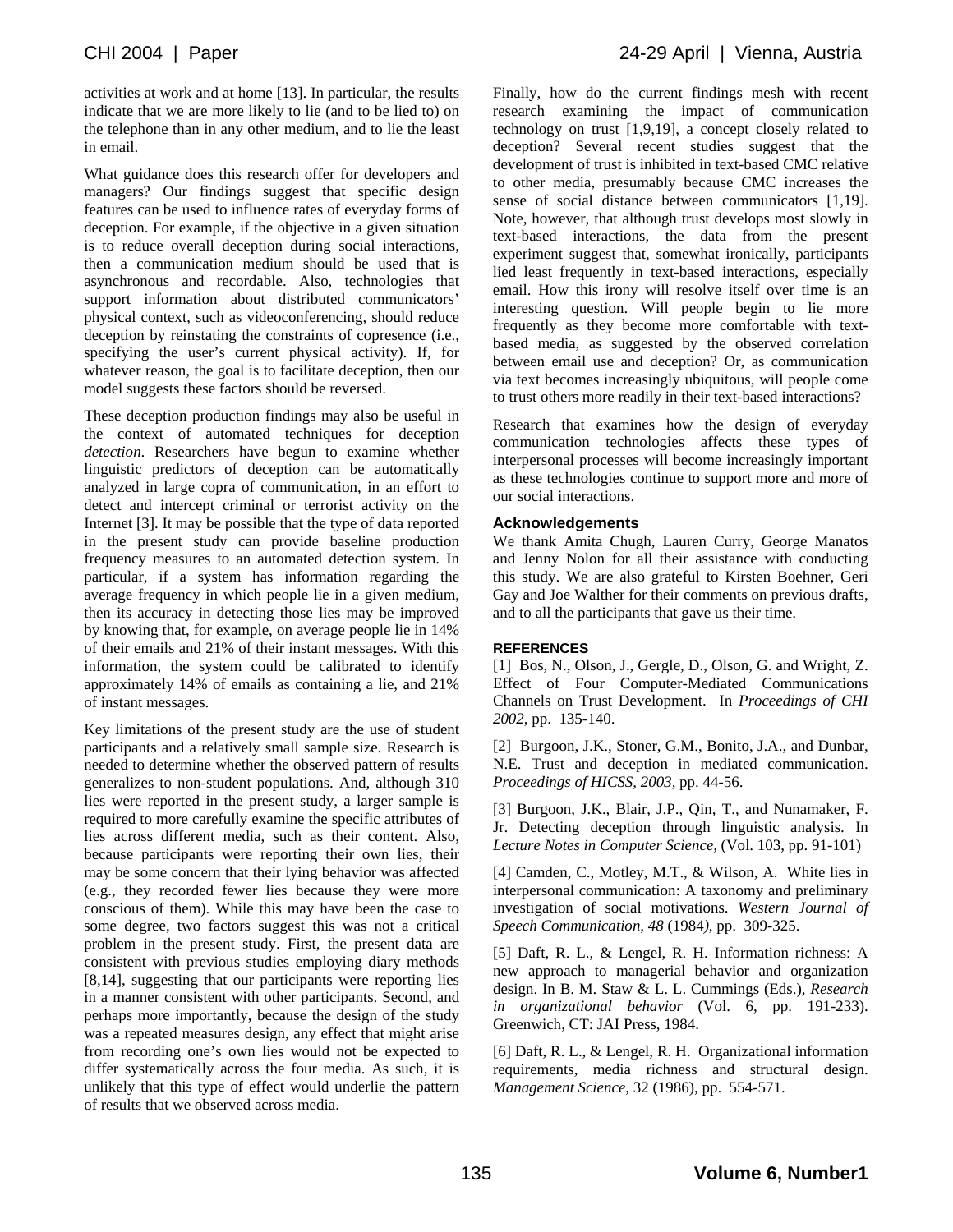activities at work and at home [13]. In particular, the results indicate that we are more likely to lie (and to be lied to) on the telephone than in any other medium, and to lie the least in email.

What guidance does this research offer for developers and managers? Our findings suggest that specific design features can be used to influence rates of everyday forms of deception. For example, if the objective in a given situation is to reduce overall deception during social interactions, then a communication medium should be used that is asynchronous and recordable. Also, technologies that support information about distributed communicators' physical context, such as videoconferencing, should reduce deception by reinstating the constraints of copresence (i.e., specifying the user's current physical activity). If, for whatever reason, the goal is to facilitate deception, then our model suggests these factors should be reversed.

These deception production findings may also be useful in the context of automated techniques for deception *detection*. Researchers have begun to examine whether linguistic predictors of deception can be automatically analyzed in large copra of communication, in an effort to detect and intercept criminal or terrorist activity on the Internet [3]. It may be possible that the type of data reported in the present study can provide baseline production frequency measures to an automated detection system. In particular, if a system has information regarding the average frequency in which people lie in a given medium, then its accuracy in detecting those lies may be improved by knowing that, for example, on average people lie in 14% of their emails and 21% of their instant messages. With this information, the system could be calibrated to identify approximately 14% of emails as containing a lie, and 21% of instant messages.

Key limitations of the present study are the use of student participants and a relatively small sample size. Research is needed to determine whether the observed pattern of results generalizes to non-student populations. And, although 310 lies were reported in the present study, a larger sample is required to more carefully examine the specific attributes of lies across different media, such as their content. Also, because participants were reporting their own lies, their may be some concern that their lying behavior was affected (e.g., they recorded fewer lies because they were more conscious of them). While this may have been the case to some degree, two factors suggest this was not a critical problem in the present study. First, the present data are consistent with previous studies employing diary methods [8,14], suggesting that our participants were reporting lies in a manner consistent with other participants. Second, and perhaps more importantly, because the design of the study was a repeated measures design, any effect that might arise from recording one's own lies would not be expected to differ systematically across the four media. As such, it is unlikely that this type of effect would underlie the pattern of results that we observed across media.

Finally, how do the current findings mesh with recent research examining the impact of communication technology on trust [1,9,19], a concept closely related to deception? Several recent studies suggest that the development of trust is inhibited in text-based CMC relative to other media, presumably because CMC increases the sense of social distance between communicators [1,19]. Note, however, that although trust develops most slowly in text-based interactions, the data from the present experiment suggest that, somewhat ironically, participants lied least frequently in text-based interactions, especially email. How this irony will resolve itself over time is an interesting question. Will people begin to lie more frequently as they become more comfortable with text-based media, as suggested by the observed correlation between email use and deception? Or, as communication via text becomes increasingly ubiquitous, will people come to trust others more readily in their text-based interactions?

Research that examines how the design of everyday communication technologies affects these types of interpersonal processes will become increasingly important as these technologies continue to support more and more of our social interactions.

## Acknowledgements

We thank Amita Chugh, Lauren Curry, George Manatos and Jenny Nolon for all their assistance with conducting this study. We are also grateful to Kirsten Boehner, Geri Gay and Joe Walther for their comments on previous drafts, and to all the participants that gave us their time.

## REFERENCES

[1] Bos, N., Olson, J., Gergle, D., Olson, G. and Wright, Z. Effect of Four Computer-Mediated Communications Channels on Trust Development. In *Proceedings of CHI 2002*, pp. 135-140.

[2] Burgoon, J.K., Stoner, G.M., Bonito, J.A., and Dunbar, N.E. Trust and deception in mediated communication. *Proceedings of HICSS, 2003*, pp. 44-56.

[3] Burgoon, J.K., Blair, J.P., Qin, T., and Nunamaker, F. Jr. Detecting deception through linguistic analysis. In *Lecture Notes in Computer Science*, (Vol. 103, pp. 91-101)

[4] Camden, C., Motley, M.T., & Wilson, A. White lies in interpersonal communication: A taxonomy and preliminary investigation of social motivations. *Western Journal of Speech Communication*, *48* (1984), pp. 309-325.

[5] Daft, R. L., & Lengel, R. H. Information richness: A new approach to managerial behavior and organization design. In B. M. Staw & L. L. Cummings (Eds.), *Research in organizational behavior* (Vol. 6, pp. 191-233). Greenwich, CT: JAI Press, 1984.

[6] Daft, R. L., & Lengel, R. H. Organizational information requirements, media richness and structural design. *Management Science*, 32 (1986), pp. 554-571.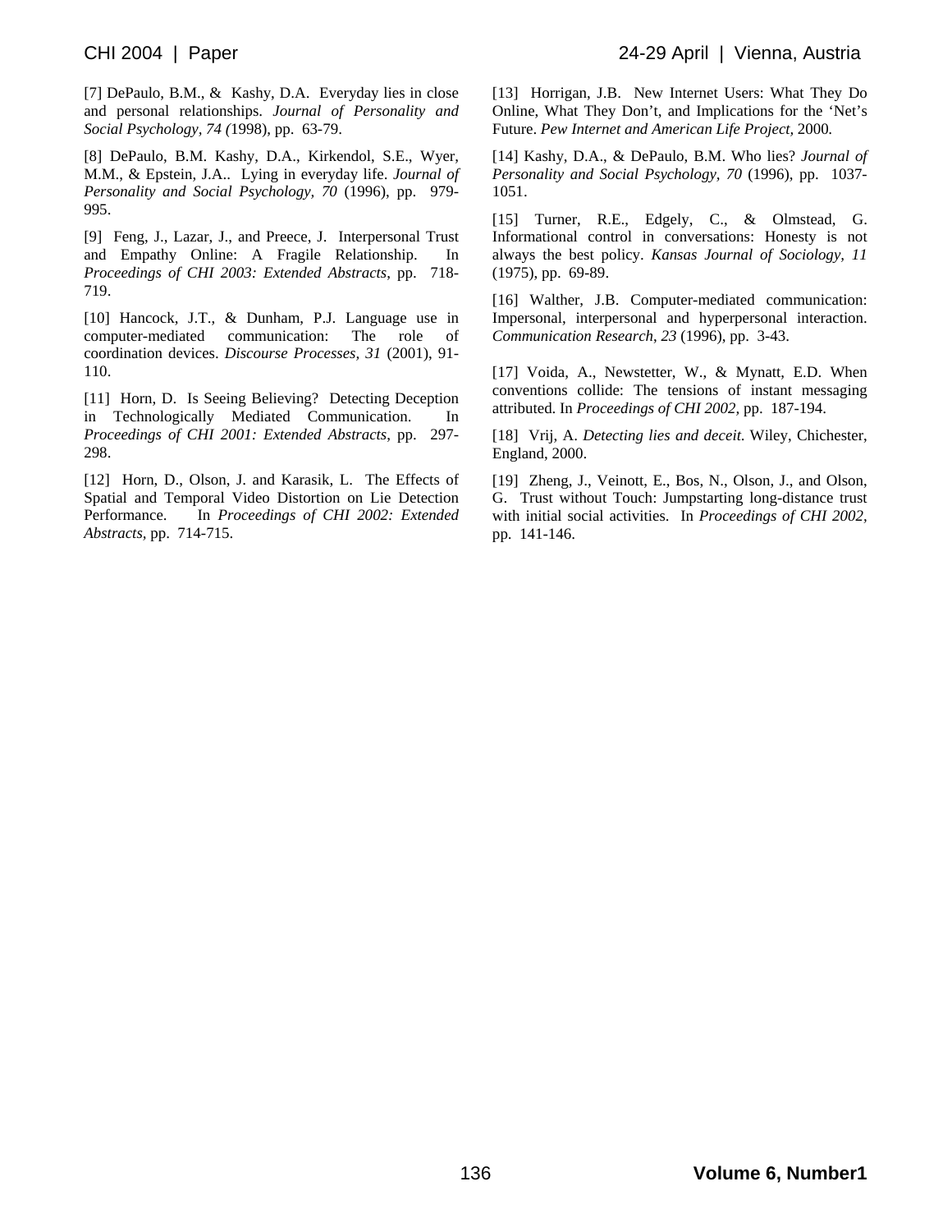[7] DePaulo, B.M., & Kashy, D.A. Everyday lies in close and personal relationships. *Journal of Personality and Social Psychology, 74 (*1998), pp. 63-79.

[8] DePaulo, B.M. Kashy, D.A., Kirkendol, S.E., Wyer, M.M., & Epstein, J.A.. Lying in everyday life. *Journal of Personality and Social Psychology, 70* (1996), pp. 979-995.

[9] Feng, J., Lazar, J., and Preece, J. Interpersonal Trust and Empathy Online: A Fragile Relationship. In *Proceedings of CHI 2003: Extended Abstracts*, pp. 718-719.

[10] Hancock, J.T., & Dunham, P.J. Language use in computer-mediated communication: The role of coordination devices. *Discourse Processes, 31* (2001), 91-110.

[11] Horn, D. Is Seeing Believing? Detecting Deception in Technologically Mediated Communication. In *Proceedings of CHI 2001: Extended Abstracts*, pp. 297-298.

[12] Horn, D., Olson, J. and Karasik, L. The Effects of Spatial and Temporal Video Distortion on Lie Detection Performance. In *Proceedings of CHI 2002: Extended Abstracts*, pp. 714-715.

[13] Horrigan, J.B. New Internet Users: What They Do Online, What They Don't, and Implications for the 'Net's Future. *Pew Internet and American Life Project*, 2000.

[14] Kashy, D.A., & DePaulo, B.M. Who lies? *Journal of Personality and Social Psychology, 70* (1996), pp. 1037-1051.

[15] Turner, R.E., Edgely, C., & Olmstead, G. Informational control in conversations: Honesty is not always the best policy. *Kansas Journal of Sociology, 11* (1975), pp. 69-89.

[16] Walther, J.B. Computer-mediated communication: Impersonal, interpersonal and hyperpersonal interaction. *Communication Research, 23* (1996), pp. 3-43.

[17] Voida, A., Newstetter, W., & Mynatt, E.D. When conventions collide: The tensions of instant messaging attributed. In *Proceedings of CHI 2002*, pp. 187-194.

[18] Vrij, A. *Detecting lies and deceit.* Wiley, Chichester, England, 2000.

[19] Zheng, J., Veinott, E., Bos, N., Olson, J., and Olson, G. Trust without Touch: Jumpstarting long-distance trust with initial social activities. In *Proceedings of CHI 2002*, pp. 141-146.